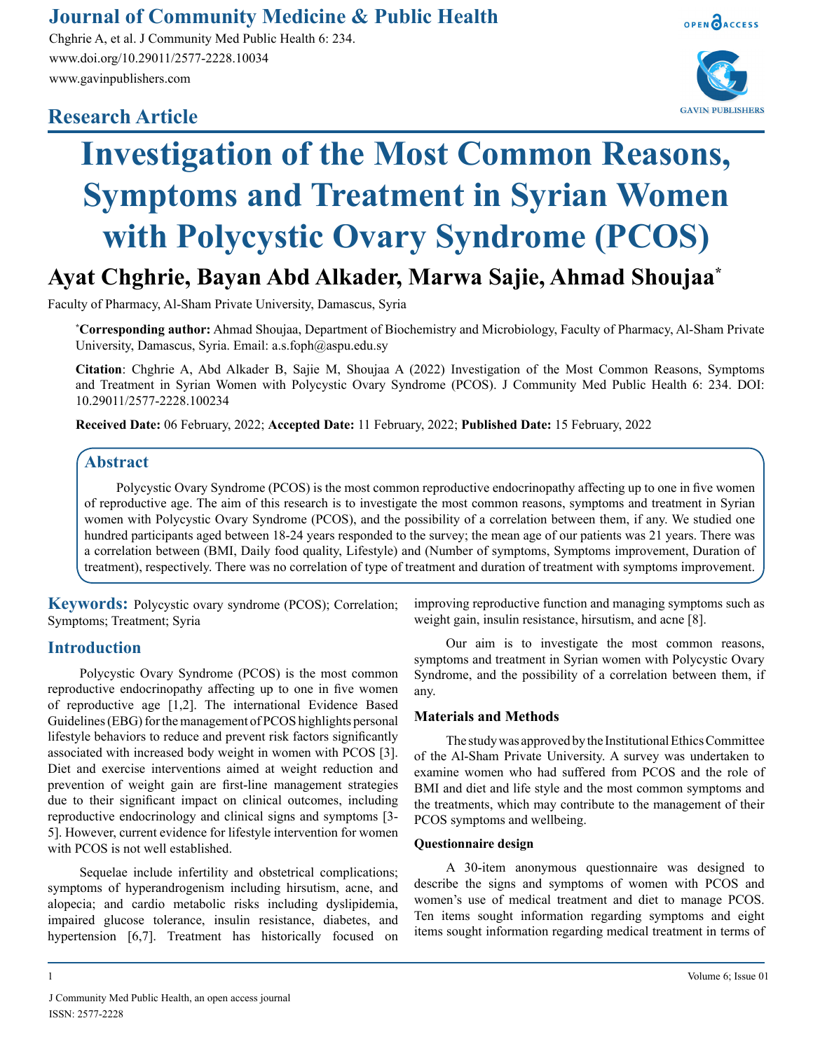# Investigation of the Most Common Reasons, Symptoms and Treatment in Syrian Women with Polycystic Ovary Syndrome (PCOS)

**Research Article**

## Ayat Chghrie, Bayan Abd Alkader, Marwa Sajie, Ahmad Shoujaa*

Faculty of Pharmacy, Al-Sham Private University, Damascus, Syria

***Corresponding author:** Ahmad Shoujaa, Department of Biochemistry and Microbiology, Faculty of Pharmacy, Al-Sham Private University, Damascus, Syria. Email: a.s.foph@aspu.edu.sy

**Citation**: Chghrie A, Abd Alkader B, Sajie M, Shoujaa A (2022) Investigation of the Most Common Reasons, Symptoms and Treatment in Syrian Women with Polycystic Ovary Syndrome (PCOS). J Community Med Public Health 6: 234. DOI: 10.29011/2577-2228.100234

**Received Date:** 06 February, 2022; **Accepted Date:** 11 February, 2022; **Published Date:** 15 February, 2022

## Abstract

Polycystic Ovary Syndrome (PCOS) is the most common reproductive endocrinopathy affecting up to one in five women of reproductive age. The aim of this research is to investigate the most common reasons, symptoms and treatment in Syrian women with Polycystic Ovary Syndrome (PCOS), and the possibility of a correlation between them, if any. We studied one hundred participants aged between 18-24 years responded to the survey; the mean age of our patients was 21 years. There was a correlation between (BMI, Daily food quality, Lifestyle) and (Number of symptoms, Symptoms improvement, Duration of treatment), respectively. There was no correlation of type of treatment and duration of treatment with symptoms improvement.

**Keywords:** Polycystic ovary syndrome (PCOS); Correlation; Symptoms; Treatment; Syria

## Introduction

Polycystic Ovary Syndrome (PCOS) is the most common reproductive endocrinopathy affecting up to one in five women of reproductive age [1,2]. The international Evidence Based Guidelines (EBG) for the management of PCOS highlights personal lifestyle behaviors to reduce and prevent risk factors significantly associated with increased body weight in women with PCOS [3]. Diet and exercise interventions aimed at weight reduction and prevention of weight gain are first-line management strategies due to their significant impact on clinical outcomes, including reproductive endocrinology and clinical signs and symptoms [3-5]. However, current evidence for lifestyle intervention for women with PCOS is not well established.

Sequelae include infertility and obstetrical complications; symptoms of hyperandrogenism including hirsutism, acne, and alopecia; and cardio metabolic risks including dyslipidemia, impaired glucose tolerance, insulin resistance, diabetes, and hypertension [6,7]. Treatment has historically focused on improving reproductive function and managing symptoms such as weight gain, insulin resistance, hirsutism, and acne [8].

Our aim is to investigate the most common reasons, symptoms and treatment in Syrian women with Polycystic Ovary Syndrome, and the possibility of a correlation between them, if any.

### Materials and Methods

The study was approved by the Institutional Ethics Committee of the Al-Sham Private University. A survey was undertaken to examine women who had suffered from PCOS and the role of BMI and diet and life style and the most common symptoms and the treatments, which may contribute to the management of their PCOS symptoms and wellbeing.

#### Questionnaire design

A 30-item anonymous questionnaire was designed to describe the signs and symptoms of women with PCOS and women's use of medical treatment and diet to manage PCOS. Ten items sought information regarding symptoms and eight items sought information regarding medical treatment in terms of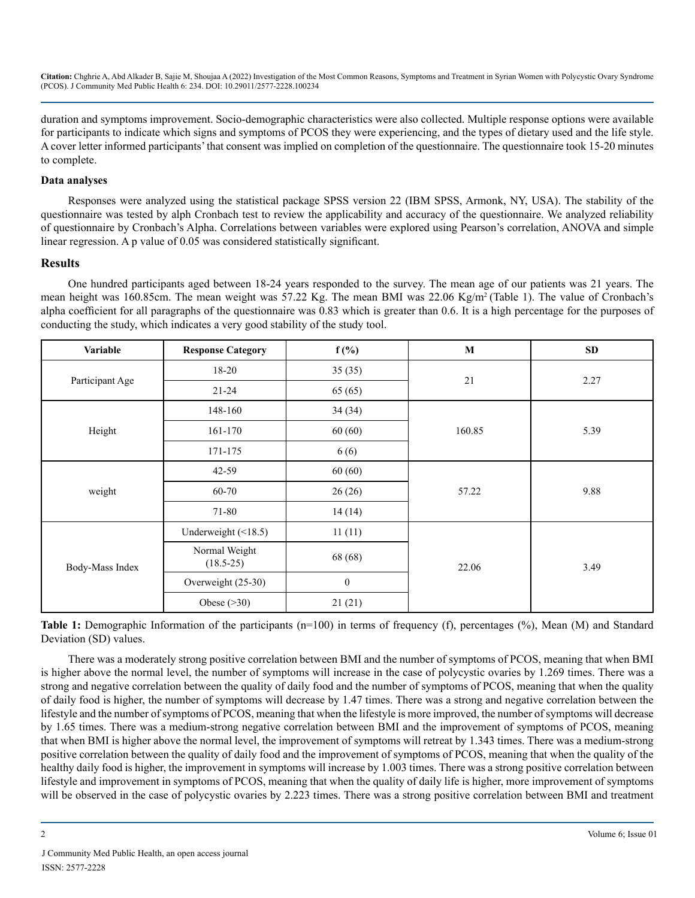duration and symptoms improvement. Socio-demographic characteristics were also collected. Multiple response options were available for participants to indicate which signs and symptoms of PCOS they were experiencing, and the types of dietary used and the life style. A cover letter informed participants' that consent was implied on completion of the questionnaire. The questionnaire took 15-20 minutes to complete.

### Data analyses

Responses were analyzed using the statistical package SPSS version 22 (IBM SPSS, Armonk, NY, USA). The stability of the questionnaire was tested by alph Cronbach test to review the applicability and accuracy of the questionnaire. We analyzed reliability of questionnaire by Cronbach's Alpha. Correlations between variables were explored using Pearson's correlation, ANOVA and simple linear regression. A p value of 0.05 was considered statistically significant.

## Results

One hundred participants aged between 18-24 years responded to the survey. The mean age of our patients was 21 years. The mean height was 160.85cm. The mean weight was 57.22 Kg. The mean BMI was 22.06 Kg/m$^2$ (Table 1). The value of Cronbach's alpha coefficient for all paragraphs of the questionnaire was 0.83 which is greater than 0.6. It is a high percentage for the purposes of conducting the study, which indicates a very good stability of the study tool.

| Variable | Response Category | f (%) | M | SD |
|---|---|---|---|---|
| Participant Age | 18-20 | 35 (35) | 21 | 2.27 |
| | 21-24 | 65 (65) | | |
| Height | 148-160 | 34 (34) | 160.85 | 5.39 |
| | 161-170 | 60 (60) | | |
| | 171-175 | 6 (6) | | |
| weight | 42-59 | 60 (60) | 57.22 | 9.88 |
| | 60-70 | 26 (26) | | |
| | 71-80 | 14 (14) | | |
| Body-Mass Index | Underweight (<18.5) | 11 (11) | 22.06 | 3.49 |
| | Normal Weight (18.5-25) | 68 (68) | | |
| | Overweight (25-30) | 0 | | |
| | Obese (>30) | 21 (21) | | |

**Table 1:** Demographic Information of the participants (n=100) in terms of frequency (f), percentages (%), Mean (M) and Standard Deviation (SD) values.

There was a moderately strong positive correlation between BMI and the number of symptoms of PCOS, meaning that when BMI is higher above the normal level, the number of symptoms will increase in the case of polycystic ovaries by 1.269 times. There was a strong and negative correlation between the quality of daily food and the number of symptoms of PCOS, meaning that when the quality of daily food is higher, the number of symptoms will decrease by 1.47 times. There was a strong and negative correlation between the lifestyle and the number of symptoms of PCOS, meaning that when the lifestyle is more improved, the number of symptoms will decrease by 1.65 times. There was a medium-strong negative correlation between BMI and the improvement of symptoms of PCOS, meaning that when BMI is higher above the normal level, the improvement of symptoms will retreat by 1.343 times. There was a medium-strong positive correlation between the quality of daily food and the improvement of symptoms of PCOS, meaning that when the quality of the healthy daily food is higher, the improvement in symptoms will increase by 1.003 times. There was a strong positive correlation between lifestyle and improvement in symptoms of PCOS, meaning that when the quality of daily life is higher, more improvement of symptoms will be observed in the case of polycystic ovaries by 2.223 times. There was a strong positive correlation between BMI and treatment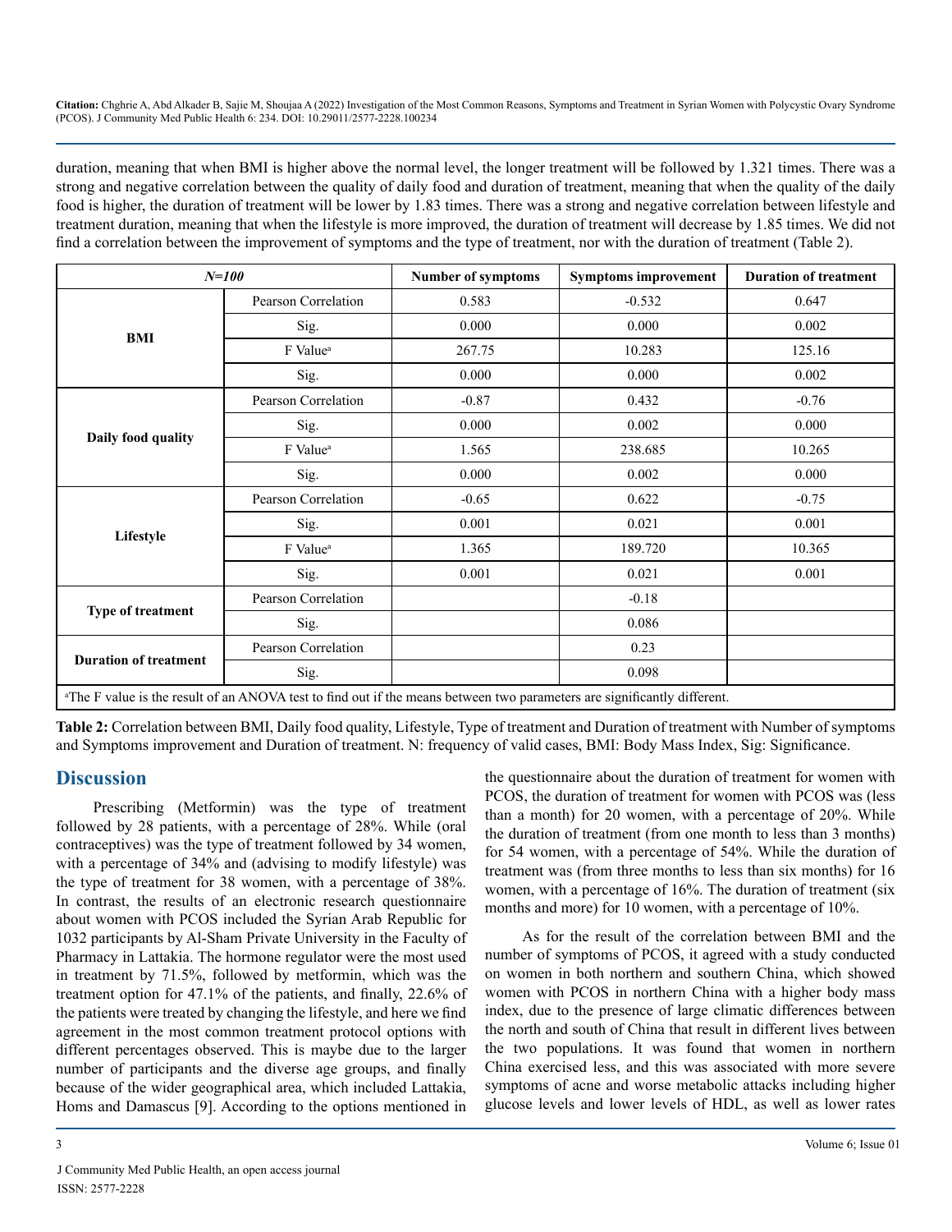duration, meaning that when BMI is higher above the normal level, the longer treatment will be followed by 1.321 times. There was a strong and negative correlation between the quality of daily food and duration of treatment, meaning that when the quality of the daily food is higher, the duration of treatment will be lower by 1.83 times. There was a strong and negative correlation between lifestyle and treatment duration, meaning that when the lifestyle is more improved, the duration of treatment will decrease by 1.85 times. We did not find a correlation between the improvement of symptoms and the type of treatment, nor with the duration of treatment (Table 2).

| *N=100* | | Number of symptoms | Symptoms improvement | Duration of treatment |
|---|---|---|---|---|
| **BMI** | Pearson Correlation | 0.583 | -0.532 | 0.647 |
| | Sig. | 0.000 | 0.000 | 0.002 |
| | F Value[a] | 267.75 | 10.283 | 125.16 |
| | Sig. | 0.000 | 0.000 | 0.002 |
| **Daily food quality** | Pearson Correlation | -0.87 | 0.432 | -0.76 |
| | Sig. | 0.000 | 0.002 | 0.000 |
| | F Value[a] | 1.565 | 238.685 | 10.265 |
| | Sig. | 0.000 | 0.002 | 0.000 |
| **Lifestyle** | Pearson Correlation | -0.65 | 0.622 | -0.75 |
| | Sig. | 0.001 | 0.021 | 0.001 |
| | F Value[a] | 1.365 | 189.720 | 10.365 |
| | Sig. | 0.001 | 0.021 | 0.001 |
| **Type of treatment** | Pearson Correlation | | -0.18 | |
| | Sig. | | 0.086 | |
| **Duration of treatment** | Pearson Correlation | | 0.23 | |
| | Sig. | | 0.098 | |

[a]The F value is the result of an ANOVA test to find out if the means between two parameters are significantly different.

**Table 2:** Correlation between BMI, Daily food quality, Lifestyle, Type of treatment and Duration of treatment with Number of symptoms and Symptoms improvement and Duration of treatment. N: frequency of valid cases, BMI: Body Mass Index, Sig: Significance.

## Discussion

Prescribing (Metformin) was the type of treatment followed by 28 patients, with a percentage of 28%. While (oral contraceptives) was the type of treatment followed by 34 women, with a percentage of 34% and (advising to modify lifestyle) was the type of treatment for 38 women, with a percentage of 38%. In contrast, the results of an electronic research questionnaire about women with PCOS included the Syrian Arab Republic for 1032 participants by Al-Sham Private University in the Faculty of Pharmacy in Lattakia. The hormone regulator were the most used in treatment by 71.5%, followed by metformin, which was the treatment option for 47.1% of the patients, and finally, 22.6% of the patients were treated by changing the lifestyle, and here we find agreement in the most common treatment protocol options with different percentages observed. This is maybe due to the larger number of participants and the diverse age groups, and finally because of the wider geographical area, which included Lattakia, Homs and Damascus [9]. According to the options mentioned in the questionnaire about the duration of treatment for women with PCOS, the duration of treatment for women with PCOS was (less than a month) for 20 women, with a percentage of 20%. While the duration of treatment (from one month to less than 3 months) for 54 women, with a percentage of 54%. While the duration of treatment was (from three months to less than six months) for 16 women, with a percentage of 16%. The duration of treatment (six months and more) for 10 women, with a percentage of 10%.

As for the result of the correlation between BMI and the number of symptoms of PCOS, it agreed with a study conducted on women in both northern and southern China, which showed women with PCOS in northern China with a higher body mass index, due to the presence of large climatic differences between the north and south of China that result in different lives between the two populations. It was found that women in northern China exercised less, and this was associated with more severe symptoms of acne and worse metabolic attacks including higher glucose levels and lower levels of HDL, as well as lower rates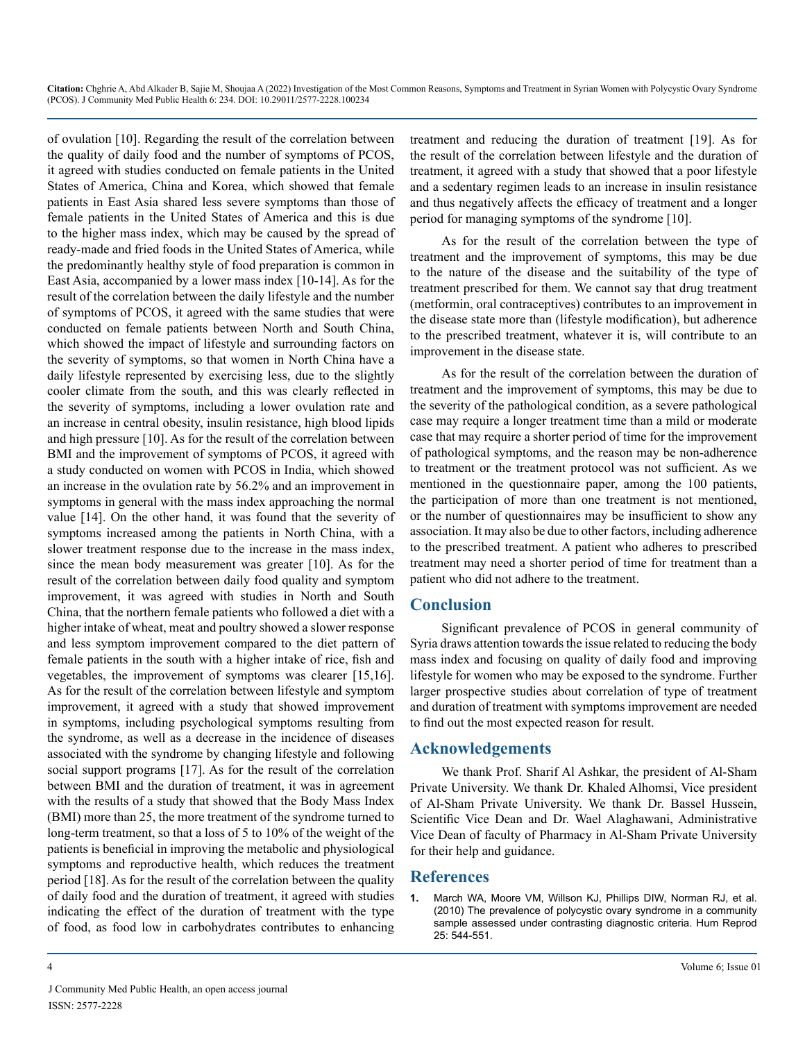of ovulation [10]. Regarding the result of the correlation between the quality of daily food and the number of symptoms of PCOS, it agreed with studies conducted on female patients in the United States of America, China and Korea, which showed that female patients in East Asia shared less severe symptoms than those of female patients in the United States of America and this is due to the higher mass index, which may be caused by the spread of ready-made and fried foods in the United States of America, while the predominantly healthy style of food preparation is common in East Asia, accompanied by a lower mass index [10-14]. As for the result of the correlation between the daily lifestyle and the number of symptoms of PCOS, it agreed with the same studies that were conducted on female patients between North and South China, which showed the impact of lifestyle and surrounding factors on the severity of symptoms, so that women in North China have a daily lifestyle represented by exercising less, due to the slightly cooler climate from the south, and this was clearly reflected in the severity of symptoms, including a lower ovulation rate and an increase in central obesity, insulin resistance, high blood lipids and high pressure [10]. As for the result of the correlation between BMI and the improvement of symptoms of PCOS, it agreed with a study conducted on women with PCOS in India, which showed an increase in the ovulation rate by 56.2% and an improvement in symptoms in general with the mass index approaching the normal value [14]. On the other hand, it was found that the severity of symptoms increased among the patients in North China, with a slower treatment response due to the increase in the mass index, since the mean body measurement was greater [10]. As for the result of the correlation between daily food quality and symptom improvement, it was agreed with studies in North and South China, that the northern female patients who followed a diet with a higher intake of wheat, meat and poultry showed a slower response and less symptom improvement compared to the diet pattern of female patients in the south with a higher intake of rice, fish and vegetables, the improvement of symptoms was clearer [15,16]. As for the result of the correlation between lifestyle and symptom improvement, it agreed with a study that showed improvement in symptoms, including psychological symptoms resulting from the syndrome, as well as a decrease in the incidence of diseases associated with the syndrome by changing lifestyle and following social support programs [17]. As for the result of the correlation between BMI and the duration of treatment, it was in agreement with the results of a study that showed that the Body Mass Index (BMI) more than 25, the more treatment of the syndrome turned to long-term treatment, so that a loss of 5 to 10% of the weight of the patients is beneficial in improving the metabolic and physiological symptoms and reproductive health, which reduces the treatment period [18]. As for the result of the correlation between the quality of daily food and the duration of treatment, it agreed with studies indicating the effect of the duration of treatment with the type of food, as food low in carbohydrates contributes to enhancing treatment and reducing the duration of treatment [19]. As for the result of the correlation between lifestyle and the duration of treatment, it agreed with a study that showed that a poor lifestyle and a sedentary regimen leads to an increase in insulin resistance and thus negatively affects the efficacy of treatment and a longer period for managing symptoms of the syndrome [10].

As for the result of the correlation between the type of treatment and the improvement of symptoms, this may be due to the nature of the disease and the suitability of the type of treatment prescribed for them. We cannot say that drug treatment (metformin, oral contraceptives) contributes to an improvement in the disease state more than (lifestyle modification), but adherence to the prescribed treatment, whatever it is, will contribute to an improvement in the disease state.

As for the result of the correlation between the duration of treatment and the improvement of symptoms, this may be due to the severity of the pathological condition, as a severe pathological case may require a longer treatment time than a mild or moderate case that may require a shorter period of time for the improvement of pathological symptoms, and the reason may be non-adherence to treatment or the treatment protocol was not sufficient. As we mentioned in the questionnaire paper, among the 100 patients, the participation of more than one treatment is not mentioned, or the number of questionnaires may be insufficient to show any association. It may also be due to other factors, including adherence to the prescribed treatment. A patient who adheres to prescribed treatment may need a shorter period of time for treatment than a patient who did not adhere to the treatment.

## Conclusion

Significant prevalence of PCOS in general community of Syria draws attention towards the issue related to reducing the body mass index and focusing on quality of daily food and improving lifestyle for women who may be exposed to the syndrome. Further larger prospective studies about correlation of type of treatment and duration of treatment with symptoms improvement are needed to find out the most expected reason for result.

## Acknowledgements

We thank Prof. Sharif Al Ashkar, the president of Al-Sham Private University. We thank Dr. Khaled Alhomsi, Vice president of Al-Sham Private University. We thank Dr. Bassel Hussein, Scientific Vice Dean and Dr. Wael Alaghawani, Administrative Vice Dean of faculty of Pharmacy in Al-Sham Private University for their help and guidance.

## References

1. March WA, Moore VM, Willson KJ, Phillips DIW, Norman RJ, et al. (2010) The prevalence of polycystic ovary syndrome in a community sample assessed under contrasting diagnostic criteria. Hum Reprod 25: 544-551.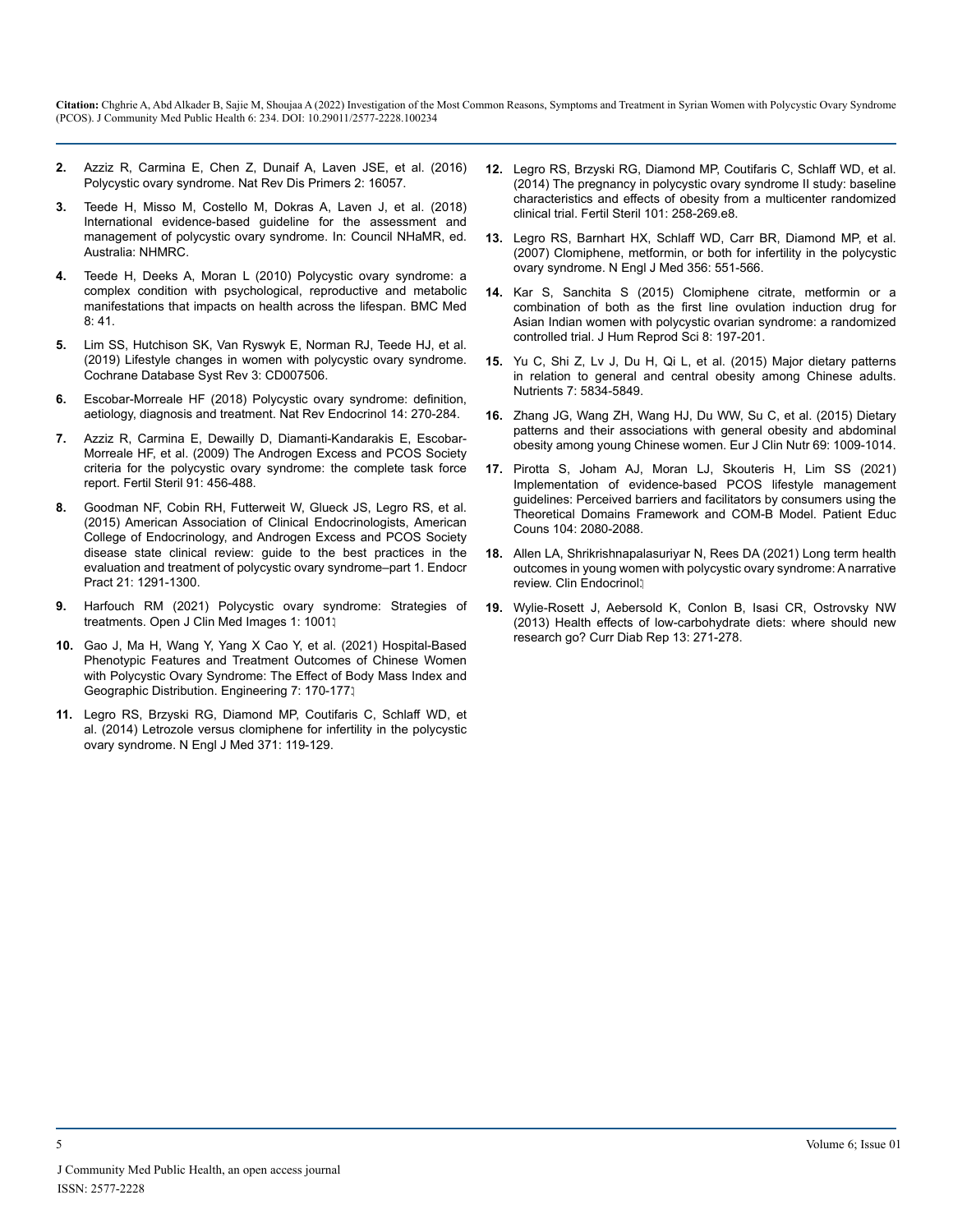2. Azziz R, Carmina E, Chen Z, Dunaif A, Laven JSE, et al. (2016) Polycystic ovary syndrome. Nat Rev Dis Primers 2: 16057.

3. Teede H, Misso M, Costello M, Dokras A, Laven J, et al. (2018) International evidence-based guideline for the assessment and management of polycystic ovary syndrome. In: Council NHaMR, ed. Australia: NHMRC.

4. Teede H, Deeks A, Moran L (2010) Polycystic ovary syndrome: a complex condition with psychological, reproductive and metabolic manifestations that impacts on health across the lifespan. BMC Med 8: 41.

5. Lim SS, Hutchison SK, Van Ryswyk E, Norman RJ, Teede HJ, et al. (2019) Lifestyle changes in women with polycystic ovary syndrome. Cochrane Database Syst Rev 3: CD007506.

6. Escobar-Morreale HF (2018) Polycystic ovary syndrome: definition, aetiology, diagnosis and treatment. Nat Rev Endocrinol 14: 270-284.

7. Azziz R, Carmina E, Dewailly D, Diamanti-Kandarakis E, Escobar-Morreale HF, et al. (2009) The Androgen Excess and PCOS Society criteria for the polycystic ovary syndrome: the complete task force report. Fertil Steril 91: 456-488.

8. Goodman NF, Cobin RH, Futterweit W, Glueck JS, Legro RS, et al. (2015) American Association of Clinical Endocrinologists, American College of Endocrinology, and Androgen Excess and PCOS Society disease state clinical review: guide to the best practices in the evaluation and treatment of polycystic ovary syndrome–part 1. Endocr Pract 21: 1291-1300.

9. Harfouch RM (2021) Polycystic ovary syndrome: Strategies of treatments. Open J Clin Med Images 1: 1001.

10. Gao J, Ma H, Wang Y, Yang X Cao Y, et al. (2021) Hospital-Based Phenotypic Features and Treatment Outcomes of Chinese Women with Polycystic Ovary Syndrome: The Effect of Body Mass Index and Geographic Distribution. Engineering 7: 170-177.

11. Legro RS, Brzyski RG, Diamond MP, Coutifaris C, Schlaff WD, et al. (2014) Letrozole versus clomiphene for infertility in the polycystic ovary syndrome. N Engl J Med 371: 119-129.

12. Legro RS, Brzyski RG, Diamond MP, Coutifaris C, Schlaff WD, et al. (2014) The pregnancy in polycystic ovary syndrome II study: baseline characteristics and effects of obesity from a multicenter randomized clinical trial. Fertil Steril 101: 258-269.e8.

13. Legro RS, Barnhart HX, Schlaff WD, Carr BR, Diamond MP, et al. (2007) Clomiphene, metformin, or both for infertility in the polycystic ovary syndrome. N Engl J Med 356: 551-566.

14. Kar S, Sanchita S (2015) Clomiphene citrate, metformin or a combination of both as the first line ovulation induction drug for Asian Indian women with polycystic ovarian syndrome: a randomized controlled trial. J Hum Reprod Sci 8: 197-201.

15. Yu C, Shi Z, Lv J, Du H, Qi L, et al. (2015) Major dietary patterns in relation to general and central obesity among Chinese adults. Nutrients 7: 5834-5849.

16. Zhang JG, Wang ZH, Wang HJ, Du WW, Su C, et al. (2015) Dietary patterns and their associations with general obesity and abdominal obesity among young Chinese women. Eur J Clin Nutr 69: 1009-1014.

17. Pirotta S, Joham AJ, Moran LJ, Skouteris H, Lim SS (2021) Implementation of evidence-based PCOS lifestyle management guidelines: Perceived barriers and facilitators by consumers using the Theoretical Domains Framework and COM-B Model. Patient Educ Couns 104: 2080-2088.

18. Allen LA, Shrikrishnapalasuriyar N, Rees DA (2021) Long term health outcomes in young women with polycystic ovary syndrome: A narrative review. Clin Endocrinol.

19. Wylie-Rosett J, Aebersold K, Conlon B, Isasi CR, Ostrovsky NW (2013) Health effects of low-carbohydrate diets: where should new research go? Curr Diab Rep 13: 271-278.